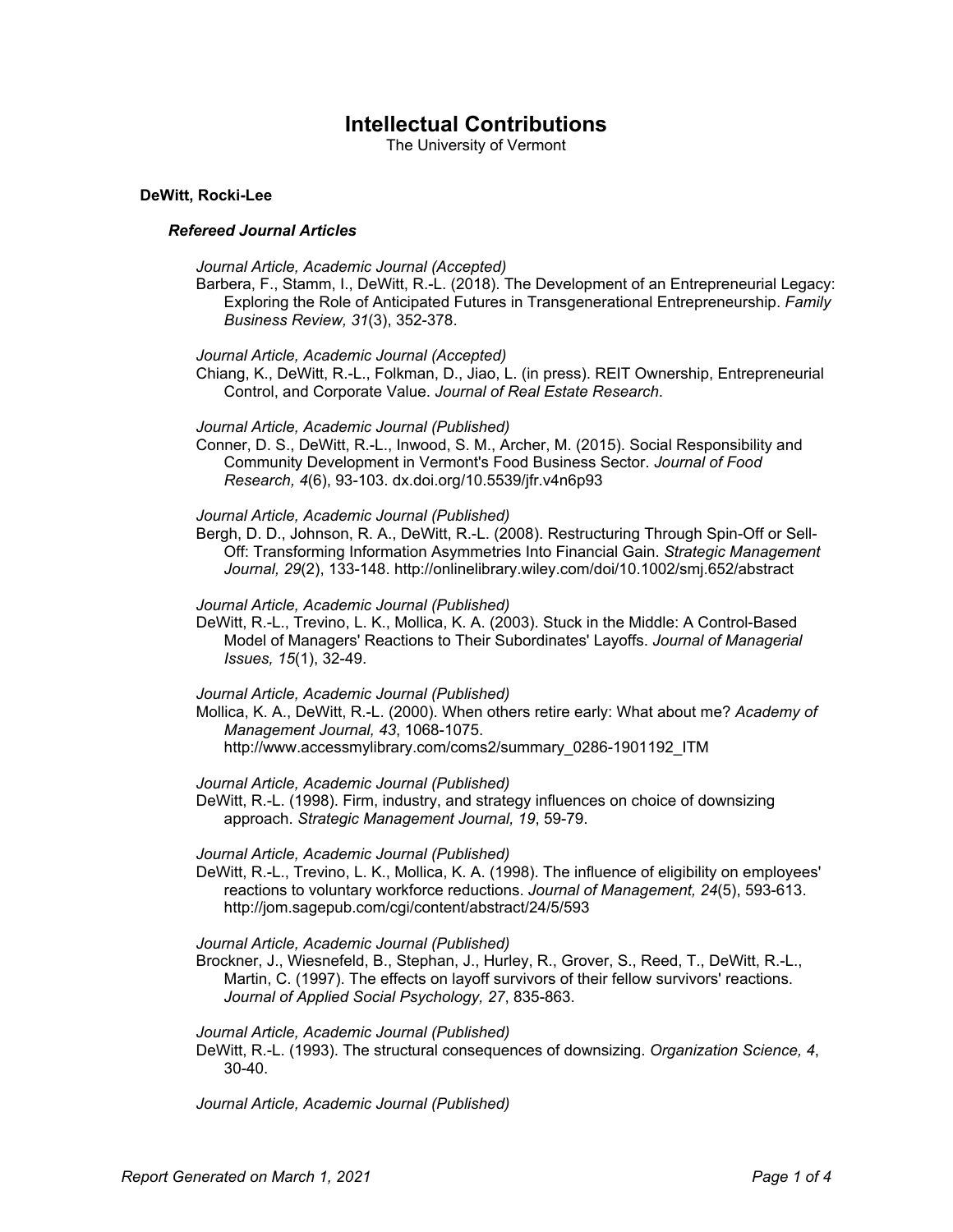# Intellectual Contributions

The University of Vermont

## DeWitt, Rocki-Lee

### *Refereed Journal Articles*

*Journal Article, Academic Journal (Accepted)*
Barbera, F., Stamm, I., DeWitt, R.-L. (2018). The Development of an Entrepreneurial Legacy: Exploring the Role of Anticipated Futures in Transgenerational Entrepreneurship. *Family Business Review, 31*(3), 352-378.

*Journal Article, Academic Journal (Accepted)*
Chiang, K., DeWitt, R.-L., Folkman, D., Jiao, L. (in press). REIT Ownership, Entrepreneurial Control, and Corporate Value. *Journal of Real Estate Research*.

*Journal Article, Academic Journal (Published)*
Conner, D. S., DeWitt, R.-L., Inwood, S. M., Archer, M. (2015). Social Responsibility and Community Development in Vermont's Food Business Sector. *Journal of Food Research, 4*(6), 93-103. dx.doi.org/10.5539/jfr.v4n6p93

*Journal Article, Academic Journal (Published)*
Bergh, D. D., Johnson, R. A., DeWitt, R.-L. (2008). Restructuring Through Spin-Off or Sell-Off: Transforming Information Asymmetries Into Financial Gain. *Strategic Management Journal, 29*(2), 133-148. http://onlinelibrary.wiley.com/doi/10.1002/smj.652/abstract

*Journal Article, Academic Journal (Published)*
DeWitt, R.-L., Trevino, L. K., Mollica, K. A. (2003). Stuck in the Middle: A Control-Based Model of Managers' Reactions to Their Subordinates' Layoffs. *Journal of Managerial Issues, 15*(1), 32-49.

*Journal Article, Academic Journal (Published)*
Mollica, K. A., DeWitt, R.-L. (2000). When others retire early: What about me? *Academy of Management Journal, 43*, 1068-1075. http://www.accessmylibrary.com/coms2/summary_0286-1901192_ITM

*Journal Article, Academic Journal (Published)*
DeWitt, R.-L. (1998). Firm, industry, and strategy influences on choice of downsizing approach. *Strategic Management Journal, 19*, 59-79.

*Journal Article, Academic Journal (Published)*
DeWitt, R.-L., Trevino, L. K., Mollica, K. A. (1998). The influence of eligibility on employees' reactions to voluntary workforce reductions. *Journal of Management, 24*(5), 593-613. http://jom.sagepub.com/cgi/content/abstract/24/5/593

*Journal Article, Academic Journal (Published)*
Brockner, J., Wiesnefeld, B., Stephan, J., Hurley, R., Grover, S., Reed, T., DeWitt, R.-L., Martin, C. (1997). The effects on layoff survivors of their fellow survivors' reactions. *Journal of Applied Social Psychology, 27*, 835-863.

*Journal Article, Academic Journal (Published)*
DeWitt, R.-L. (1993). The structural consequences of downsizing. *Organization Science, 4*, 30-40.

*Journal Article, Academic Journal (Published)*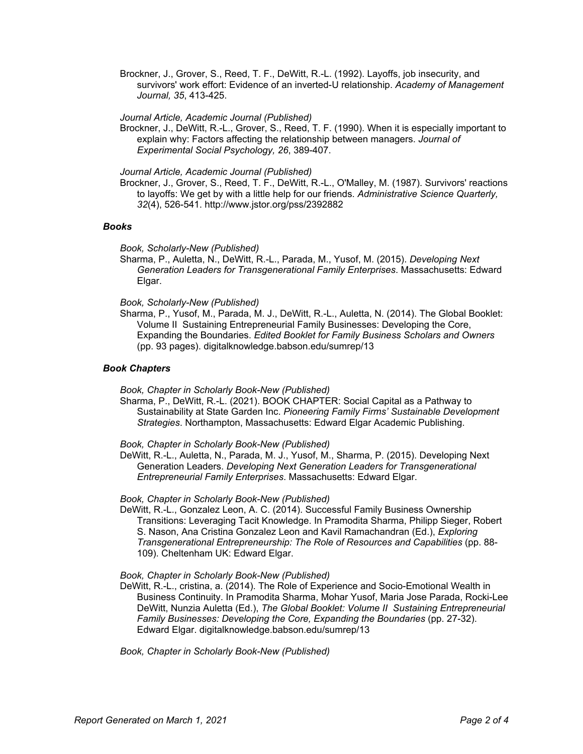Brockner, J., Grover, S., Reed, T. F., DeWitt, R.-L. (1992). Layoffs, job insecurity, and survivors' work effort: Evidence of an inverted-U relationship. *Academy of Management Journal, 35*, 413-425.

*Journal Article, Academic Journal (Published)*

Brockner, J., DeWitt, R.-L., Grover, S., Reed, T. F. (1990). When it is especially important to explain why: Factors affecting the relationship between managers. *Journal of Experimental Social Psychology, 26*, 389-407.

*Journal Article, Academic Journal (Published)*

Brockner, J., Grover, S., Reed, T. F., DeWitt, R.-L., O'Malley, M. (1987). Survivors' reactions to layoffs: We get by with a little help for our friends. *Administrative Science Quarterly, 32*(4), 526-541. http://www.jstor.org/pss/2392882

### *Books*

*Book, Scholarly-New (Published)*

Sharma, P., Auletta, N., DeWitt, R.-L., Parada, M., Yusof, M. (2015). *Developing Next Generation Leaders for Transgenerational Family Enterprises*. Massachusetts: Edward Elgar.

*Book, Scholarly-New (Published)*

Sharma, P., Yusof, M., Parada, M. J., DeWitt, R.-L., Auletta, N. (2014). The Global Booklet: Volume II Sustaining Entrepreneurial Family Businesses: Developing the Core, Expanding the Boundaries. *Edited Booklet for Family Business Scholars and Owners* (pp. 93 pages). digitalknowledge.babson.edu/sumrep/13

### *Book Chapters*

*Book, Chapter in Scholarly Book-New (Published)*

Sharma, P., DeWitt, R.-L. (2021). BOOK CHAPTER: Social Capital as a Pathway to Sustainability at State Garden Inc. *Pioneering Family Firms' Sustainable Development Strategies*. Northampton, Massachusetts: Edward Elgar Academic Publishing.

*Book, Chapter in Scholarly Book-New (Published)*

DeWitt, R.-L., Auletta, N., Parada, M. J., Yusof, M., Sharma, P. (2015). Developing Next Generation Leaders. *Developing Next Generation Leaders for Transgenerational Entrepreneurial Family Enterprises*. Massachusetts: Edward Elgar.

*Book, Chapter in Scholarly Book-New (Published)*

DeWitt, R.-L., Gonzalez Leon, A. C. (2014). Successful Family Business Ownership Transitions: Leveraging Tacit Knowledge. In Pramodita Sharma, Philipp Sieger, Robert S. Nason, Ana Cristina Gonzalez Leon and Kavil Ramachandran (Ed.), *Exploring Transgenerational Entrepreneurship: The Role of Resources and Capabilities* (pp. 88-109). Cheltenham UK: Edward Elgar.

*Book, Chapter in Scholarly Book-New (Published)*

DeWitt, R.-L., cristina, a. (2014). The Role of Experience and Socio-Emotional Wealth in Business Continuity. In Pramodita Sharma, Mohar Yusof, Maria Jose Parada, Rocki-Lee DeWitt, Nunzia Auletta (Ed.), *The Global Booklet: Volume II Sustaining Entrepreneurial Family Businesses: Developing the Core, Expanding the Boundaries* (pp. 27-32). Edward Elgar. digitalknowledge.babson.edu/sumrep/13

*Book, Chapter in Scholarly Book-New (Published)*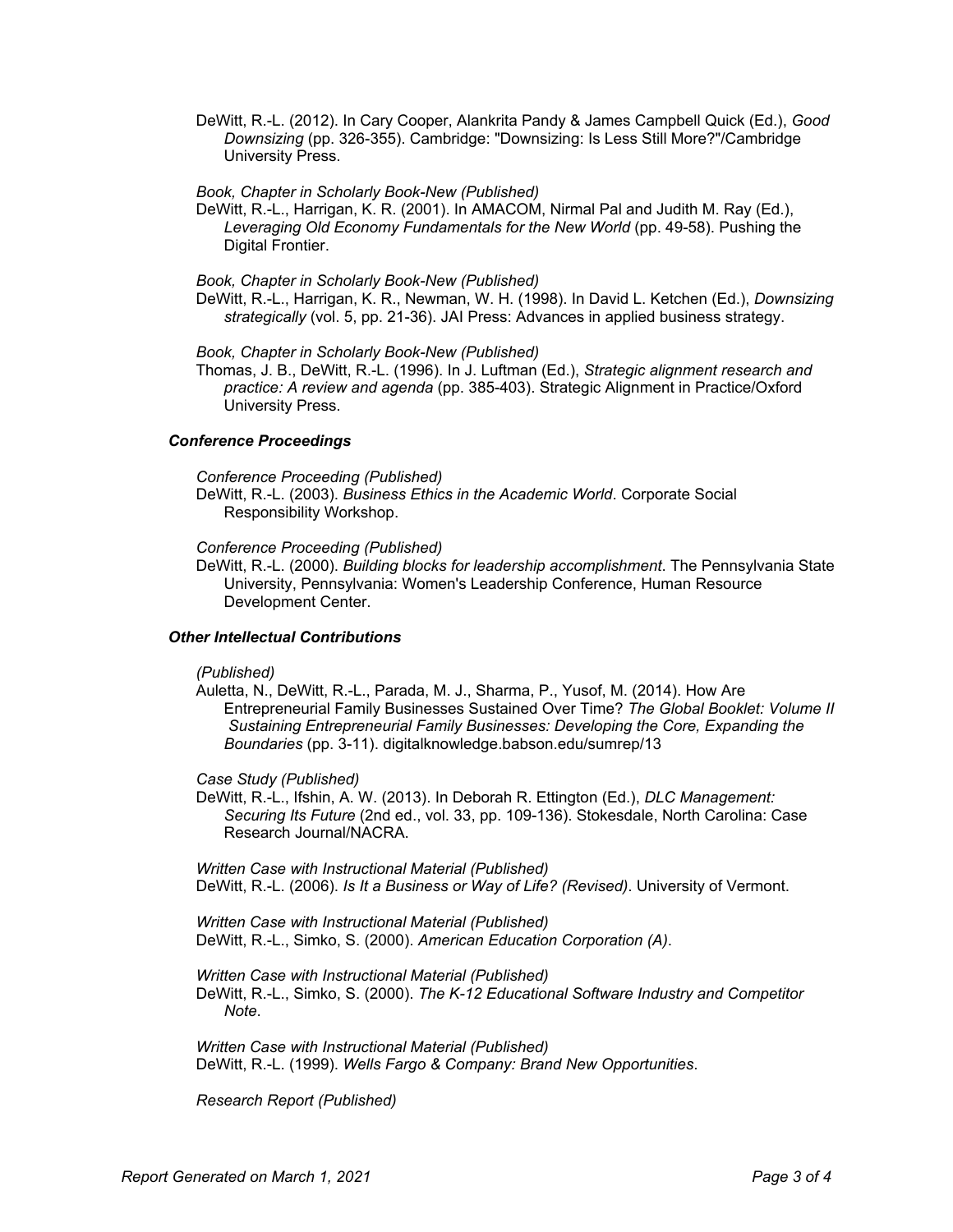DeWitt, R.-L. (2012). In Cary Cooper, Alankrita Pandy & James Campbell Quick (Ed.), *Good Downsizing* (pp. 326-355). Cambridge: "Downsizing: Is Less Still More?"/Cambridge University Press.

*Book, Chapter in Scholarly Book-New (Published)*

DeWitt, R.-L., Harrigan, K. R. (2001). In AMACOM, Nirmal Pal and Judith M. Ray (Ed.), *Leveraging Old Economy Fundamentals for the New World* (pp. 49-58). Pushing the Digital Frontier.

*Book, Chapter in Scholarly Book-New (Published)*

DeWitt, R.-L., Harrigan, K. R., Newman, W. H. (1998). In David L. Ketchen (Ed.), *Downsizing strategically* (vol. 5, pp. 21-36). JAI Press: Advances in applied business strategy.

*Book, Chapter in Scholarly Book-New (Published)*

Thomas, J. B., DeWitt, R.-L. (1996). In J. Luftman (Ed.), *Strategic alignment research and practice: A review and agenda* (pp. 385-403). Strategic Alignment in Practice/Oxford University Press.

### *Conference Proceedings*

*Conference Proceeding (Published)*

DeWitt, R.-L. (2003). *Business Ethics in the Academic World*. Corporate Social Responsibility Workshop.

*Conference Proceeding (Published)*

DeWitt, R.-L. (2000). *Building blocks for leadership accomplishment*. The Pennsylvania State University, Pennsylvania: Women's Leadership Conference, Human Resource Development Center.

### *Other Intellectual Contributions*

*(Published)*

Auletta, N., DeWitt, R.-L., Parada, M. J., Sharma, P., Yusof, M. (2014). How Are Entrepreneurial Family Businesses Sustained Over Time? *The Global Booklet: Volume II Sustaining Entrepreneurial Family Businesses: Developing the Core, Expanding the Boundaries* (pp. 3-11). digitalknowledge.babson.edu/sumrep/13

*Case Study (Published)*

DeWitt, R.-L., Ifshin, A. W. (2013). In Deborah R. Ettington (Ed.), *DLC Management: Securing Its Future* (2nd ed., vol. 33, pp. 109-136). Stokesdale, North Carolina: Case Research Journal/NACRA.

*Written Case with Instructional Material (Published)*

DeWitt, R.-L. (2006). *Is It a Business or Way of Life? (Revised)*. University of Vermont.

*Written Case with Instructional Material (Published)*

DeWitt, R.-L., Simko, S. (2000). *American Education Corporation (A)*.

*Written Case with Instructional Material (Published)*

DeWitt, R.-L., Simko, S. (2000). *The K-12 Educational Software Industry and Competitor Note*.

*Written Case with Instructional Material (Published)*

DeWitt, R.-L. (1999). *Wells Fargo & Company: Brand New Opportunities*.

*Research Report (Published)*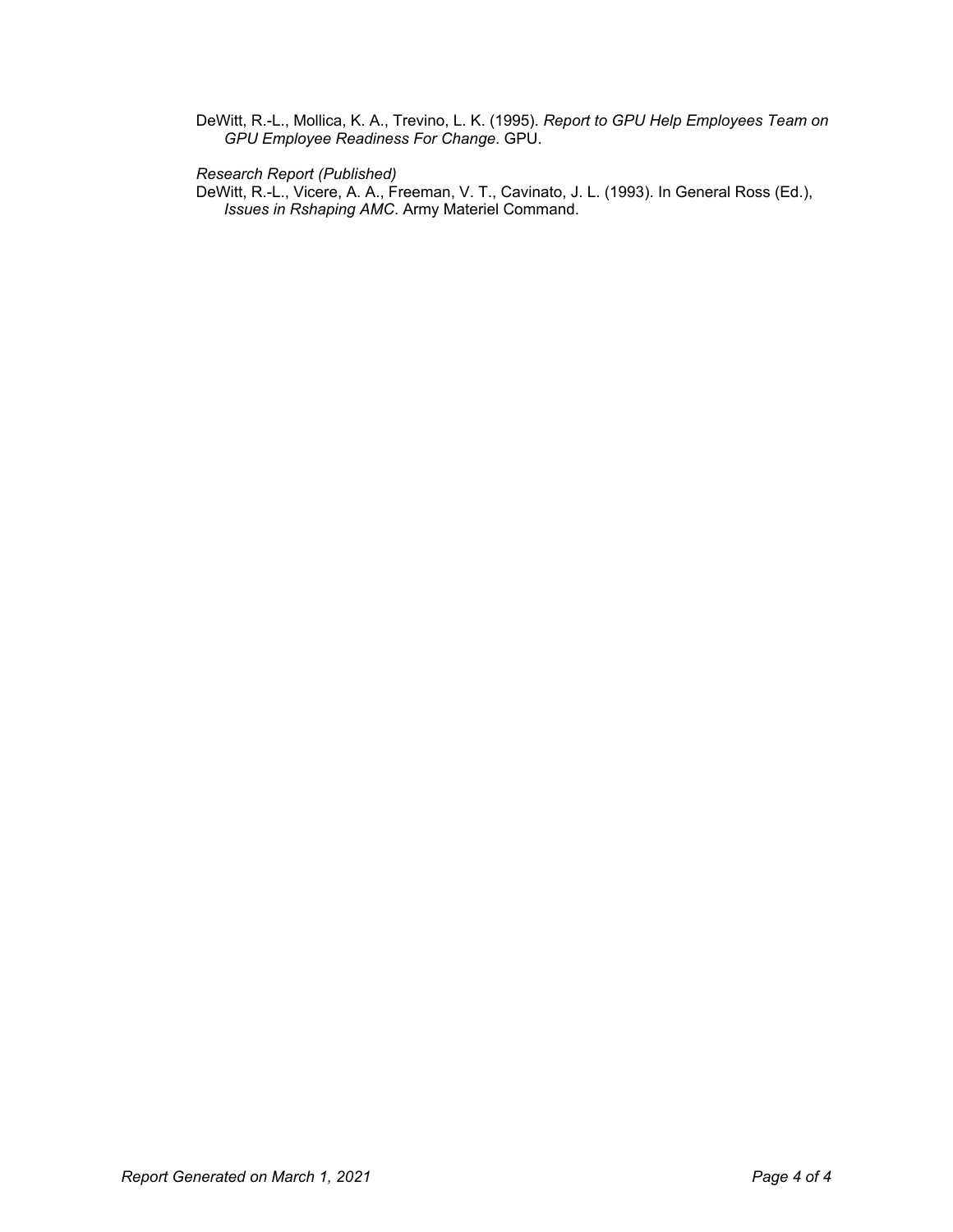DeWitt, R.-L., Mollica, K. A., Trevino, L. K. (1995). *Report to GPU Help Employees Team on GPU Employee Readiness For Change*. GPU.

*Research Report (Published)*

DeWitt, R.-L., Vicere, A. A., Freeman, V. T., Cavinato, J. L. (1993). In General Ross (Ed.), *Issues in Rshaping AMC*. Army Materiel Command.